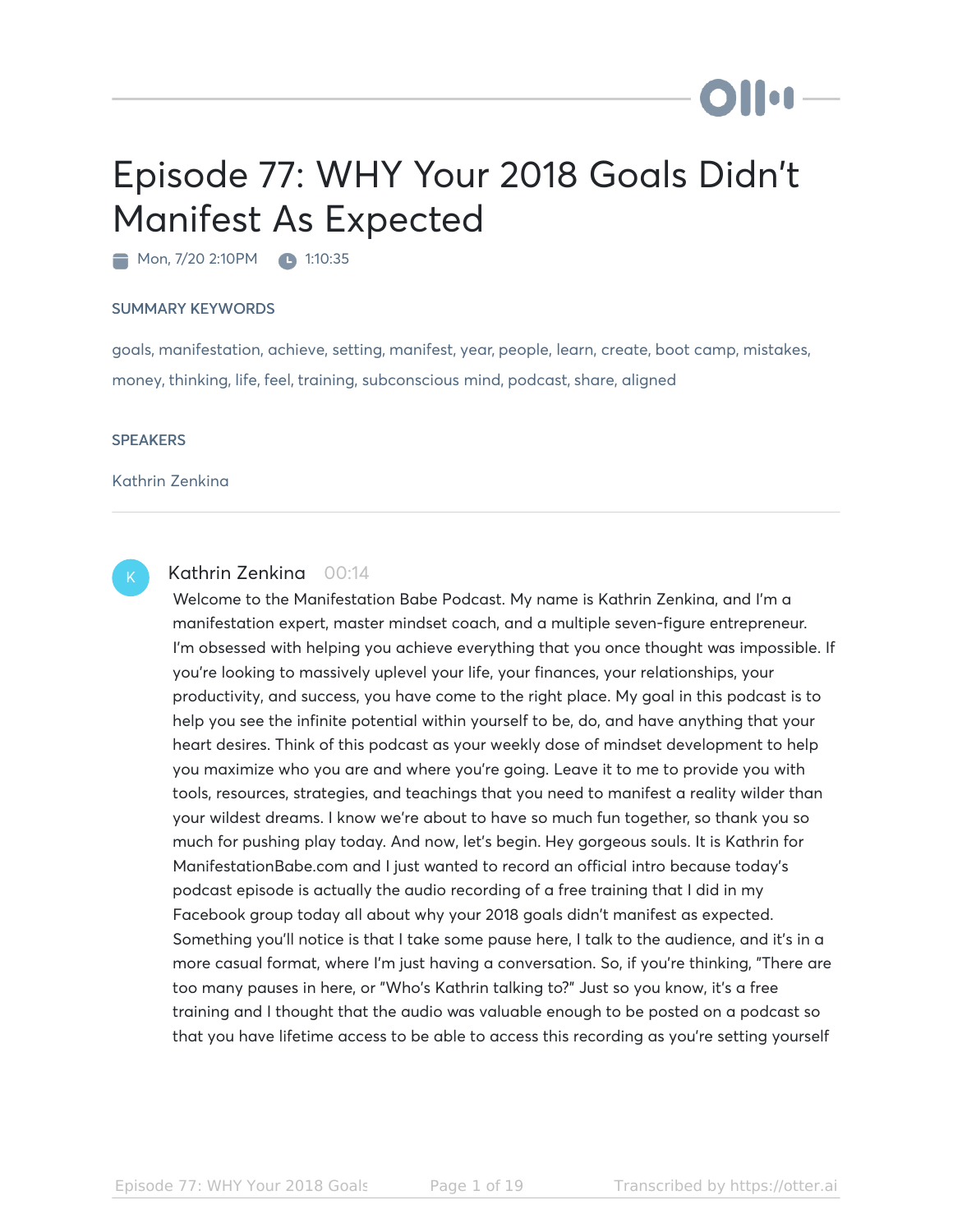# Episode 77: WHY Your 2018 Goals Didn't Manifest As Expected

Mon, 7/20 2:10PM  1:10:35

### SUMMARY KEYWORDS

goals, manifestation, achieve, setting, manifest, year, people, learn, create, boot camp, mistakes, money, thinking, life, feel, training, subconscious mind, podcast, share, aligned

### SPEAKERS

Kathrin Zenkina

---

**Kathrin Zenkina** 00:14

Welcome to the Manifestation Babe Podcast. My name is Kathrin Zenkina, and I'm a manifestation expert, master mindset coach, and a multiple seven-figure entrepreneur. I'm obsessed with helping you achieve everything that you once thought was impossible. If you're looking to massively uplevel your life, your finances, your relationships, your productivity, and success, you have come to the right place. My goal in this podcast is to help you see the infinite potential within yourself to be, do, and have anything that your heart desires. Think of this podcast as your weekly dose of mindset development to help you maximize who you are and where you're going. Leave it to me to provide you with tools, resources, strategies, and teachings that you need to manifest a reality wilder than your wildest dreams. I know we're about to have so much fun together, so thank you so much for pushing play today. And now, let's begin. Hey gorgeous souls. It is Kathrin for ManifestationBabe.com and I just wanted to record an official intro because today's podcast episode is actually the audio recording of a free training that I did in my Facebook group today all about why your 2018 goals didn't manifest as expected. Something you'll notice is that I take some pause here, I talk to the audience, and it's in a more casual format, where I'm just having a conversation. So, if you're thinking, "There are too many pauses in here, or "Who's Kathrin talking to?" Just so you know, it's a free training and I thought that the audio was valuable enough to be posted on a podcast so that you have lifetime access to be able to access this recording as you're setting yourself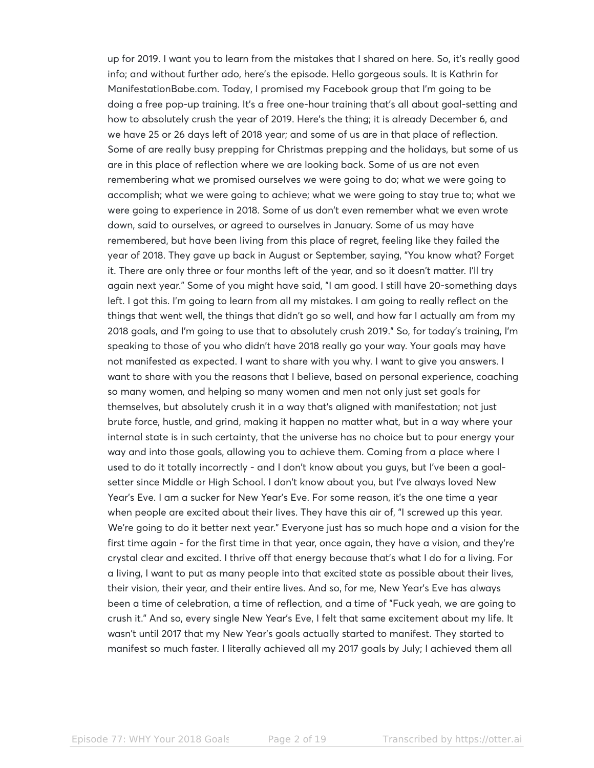up for 2019. I want you to learn from the mistakes that I shared on here. So, it's really good info; and without further ado, here's the episode. Hello gorgeous souls. It is Kathrin for ManifestationBabe.com. Today, I promised my Facebook group that I'm going to be doing a free pop-up training. It's a free one-hour training that's all about goal-setting and how to absolutely crush the year of 2019. Here's the thing; it is already December 6, and we have 25 or 26 days left of 2018 year; and some of us are in that place of reflection. Some of are really busy prepping for Christmas prepping and the holidays, but some of us are in this place of reflection where we are looking back. Some of us are not even remembering what we promised ourselves we were going to do; what we were going to accomplish; what we were going to achieve; what we were going to stay true to; what we were going to experience in 2018. Some of us don't even remember what we even wrote down, said to ourselves, or agreed to ourselves in January. Some of us may have remembered, but have been living from this place of regret, feeling like they failed the year of 2018. They gave up back in August or September, saying, "You know what? Forget it. There are only three or four months left of the year, and so it doesn't matter. I'll try again next year." Some of you might have said, "I am good. I still have 20-something days left. I got this. I'm going to learn from all my mistakes. I am going to really reflect on the things that went well, the things that didn't go so well, and how far I actually am from my 2018 goals, and I'm going to use that to absolutely crush 2019." So, for today's training, I'm speaking to those of you who didn't have 2018 really go your way. Your goals may have not manifested as expected. I want to share with you why. I want to give you answers. I want to share with you the reasons that I believe, based on personal experience, coaching so many women, and helping so many women and men not only just set goals for themselves, but absolutely crush it in a way that's aligned with manifestation; not just brute force, hustle, and grind, making it happen no matter what, but in a way where your internal state is in such certainty, that the universe has no choice but to pour energy your way and into those goals, allowing you to achieve them. Coming from a place where I used to do it totally incorrectly - and I don't know about you guys, but I've been a goal-setter since Middle or High School. I don't know about you, but I've always loved New Year's Eve. I am a sucker for New Year's Eve. For some reason, it's the one time a year when people are excited about their lives. They have this air of, "I screwed up this year. We're going to do it better next year." Everyone just has so much hope and a vision for the first time again - for the first time in that year, once again, they have a vision, and they're crystal clear and excited. I thrive off that energy because that's what I do for a living. For a living, I want to put as many people into that excited state as possible about their lives, their vision, their year, and their entire lives. And so, for me, New Year's Eve has always been a time of celebration, a time of reflection, and a time of "Fuck yeah, we are going to crush it." And so, every single New Year's Eve, I felt that same excitement about my life. It wasn't until 2017 that my New Year's goals actually started to manifest. They started to manifest so much faster. I literally achieved all my 2017 goals by July; I achieved them all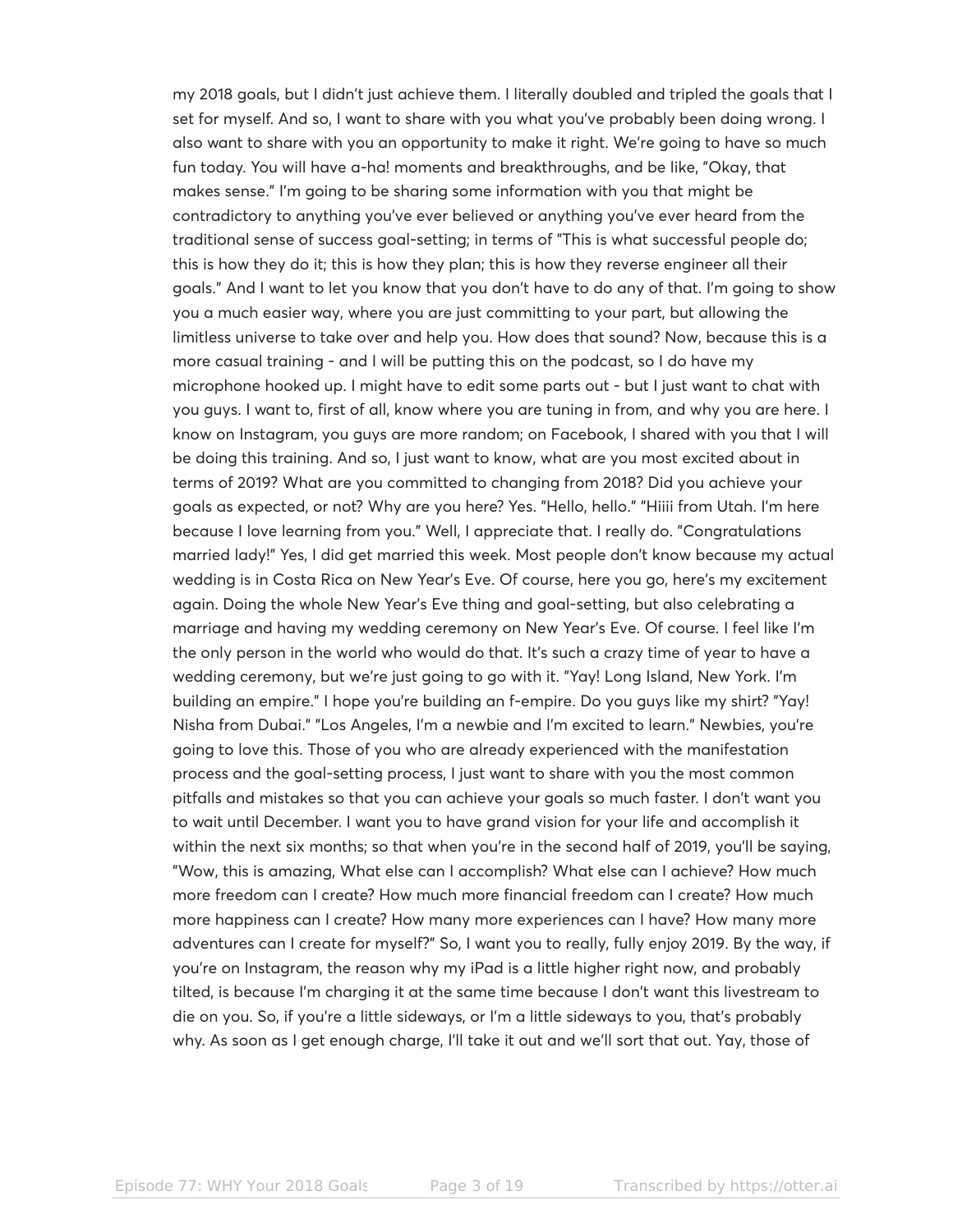my 2018 goals, but I didn't just achieve them. I literally doubled and tripled the goals that I set for myself. And so, I want to share with you what you've probably been doing wrong. I also want to share with you an opportunity to make it right. We're going to have so much fun today. You will have a-ha! moments and breakthroughs, and be like, "Okay, that makes sense." I'm going to be sharing some information with you that might be contradictory to anything you've ever believed or anything you've ever heard from the traditional sense of success goal-setting; in terms of "This is what successful people do; this is how they do it; this is how they plan; this is how they reverse engineer all their goals." And I want to let you know that you don't have to do any of that. I'm going to show you a much easier way, where you are just committing to your part, but allowing the limitless universe to take over and help you. How does that sound? Now, because this is a more casual training - and I will be putting this on the podcast, so I do have my microphone hooked up. I might have to edit some parts out - but I just want to chat with you guys. I want to, first of all, know where you are tuning in from, and why you are here. I know on Instagram, you guys are more random; on Facebook, I shared with you that I will be doing this training. And so, I just want to know, what are you most excited about in terms of 2019? What are you committed to changing from 2018? Did you achieve your goals as expected, or not? Why are you here? Yes. "Hello, hello." "Hiiii from Utah. I'm here because I love learning from you." Well, I appreciate that. I really do. "Congratulations married lady!" Yes, I did get married this week. Most people don't know because my actual wedding is in Costa Rica on New Year's Eve. Of course, here you go, here's my excitement again. Doing the whole New Year's Eve thing and goal-setting, but also celebrating a marriage and having my wedding ceremony on New Year's Eve. Of course. I feel like I'm the only person in the world who would do that. It's such a crazy time of year to have a wedding ceremony, but we're just going to go with it. "Yay! Long Island, New York. I'm building an empire." I hope you're building an f-empire. Do you guys like my shirt? "Yay! Nisha from Dubai." "Los Angeles, I'm a newbie and I'm excited to learn." Newbies, you're going to love this. Those of you who are already experienced with the manifestation process and the goal-setting process, I just want to share with you the most common pitfalls and mistakes so that you can achieve your goals so much faster. I don't want you to wait until December. I want you to have grand vision for your life and accomplish it within the next six months; so that when you're in the second half of 2019, you'll be saying, "Wow, this is amazing, What else can I accomplish? What else can I achieve? How much more freedom can I create? How much more financial freedom can I create? How much more happiness can I create? How many more experiences can I have? How many more adventures can I create for myself?" So, I want you to really, fully enjoy 2019. By the way, if you're on Instagram, the reason why my iPad is a little higher right now, and probably tilted, is because I'm charging it at the same time because I don't want this livestream to die on you. So, if you're a little sideways, or I'm a little sideways to you, that's probably why. As soon as I get enough charge, I'll take it out and we'll sort that out. Yay, those of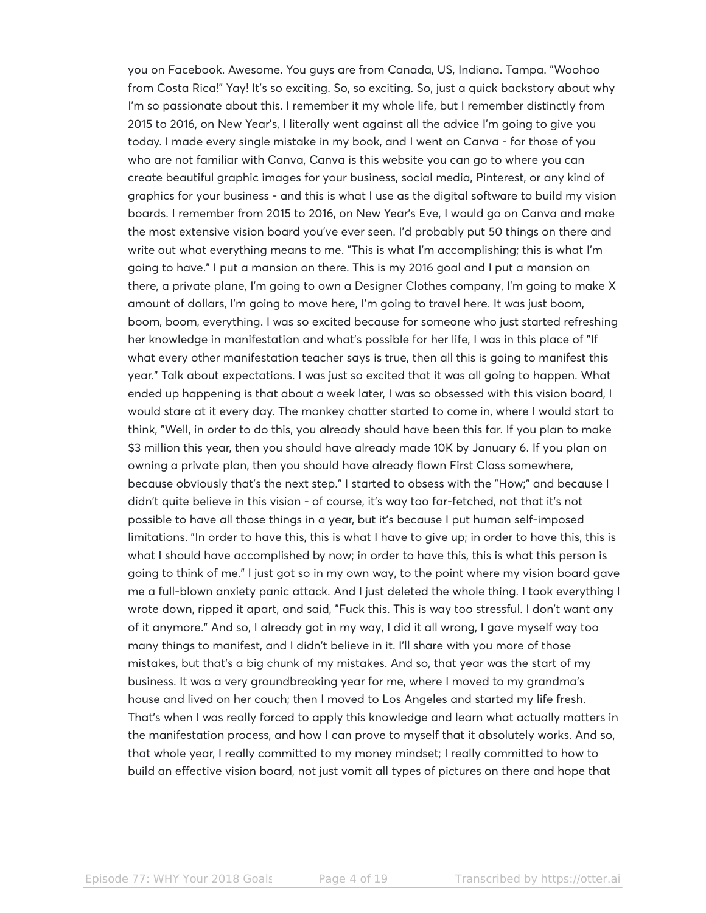you on Facebook. Awesome. You guys are from Canada, US, Indiana. Tampa. "Woohoo from Costa Rica!" Yay! It's so exciting. So, so exciting. So, just a quick backstory about why I'm so passionate about this. I remember it my whole life, but I remember distinctly from 2015 to 2016, on New Year's, I literally went against all the advice I'm going to give you today. I made every single mistake in my book, and I went on Canva - for those of you who are not familiar with Canva, Canva is this website you can go to where you can create beautiful graphic images for your business, social media, Pinterest, or any kind of graphics for your business - and this is what I use as the digital software to build my vision boards. I remember from 2015 to 2016, on New Year's Eve, I would go on Canva and make the most extensive vision board you've ever seen. I'd probably put 50 things on there and write out what everything means to me. "This is what I'm accomplishing; this is what I'm going to have." I put a mansion on there. This is my 2016 goal and I put a mansion on there, a private plane, I'm going to own a Designer Clothes company, I'm going to make X amount of dollars, I'm going to move here, I'm going to travel here. It was just boom, boom, boom, everything. I was so excited because for someone who just started refreshing her knowledge in manifestation and what's possible for her life, I was in this place of "If what every other manifestation teacher says is true, then all this is going to manifest this year." Talk about expectations. I was just so excited that it was all going to happen. What ended up happening is that about a week later, I was so obsessed with this vision board, I would stare at it every day. The monkey chatter started to come in, where I would start to think, "Well, in order to do this, you already should have been this far. If you plan to make $3 million this year, then you should have already made 10K by January 6. If you plan on owning a private plan, then you should have already flown First Class somewhere, because obviously that's the next step." I started to obsess with the "How;" and because I didn't quite believe in this vision - of course, it's way too far-fetched, not that it's not possible to have all those things in a year, but it's because I put human self-imposed limitations. "In order to have this, this is what I have to give up; in order to have this, this is what I should have accomplished by now; in order to have this, this is what this person is going to think of me." I just got so in my own way, to the point where my vision board gave me a full-blown anxiety panic attack. And I just deleted the whole thing. I took everything I wrote down, ripped it apart, and said, "Fuck this. This is way too stressful. I don't want any of it anymore." And so, I already got in my way, I did it all wrong, I gave myself way too many things to manifest, and I didn't believe in it. I'll share with you more of those mistakes, but that's a big chunk of my mistakes. And so, that year was the start of my business. It was a very groundbreaking year for me, where I moved to my grandma's house and lived on her couch; then I moved to Los Angeles and started my life fresh. That's when I was really forced to apply this knowledge and learn what actually matters in the manifestation process, and how I can prove to myself that it absolutely works. And so, that whole year, I really committed to my money mindset; I really committed to how to build an effective vision board, not just vomit all types of pictures on there and hope that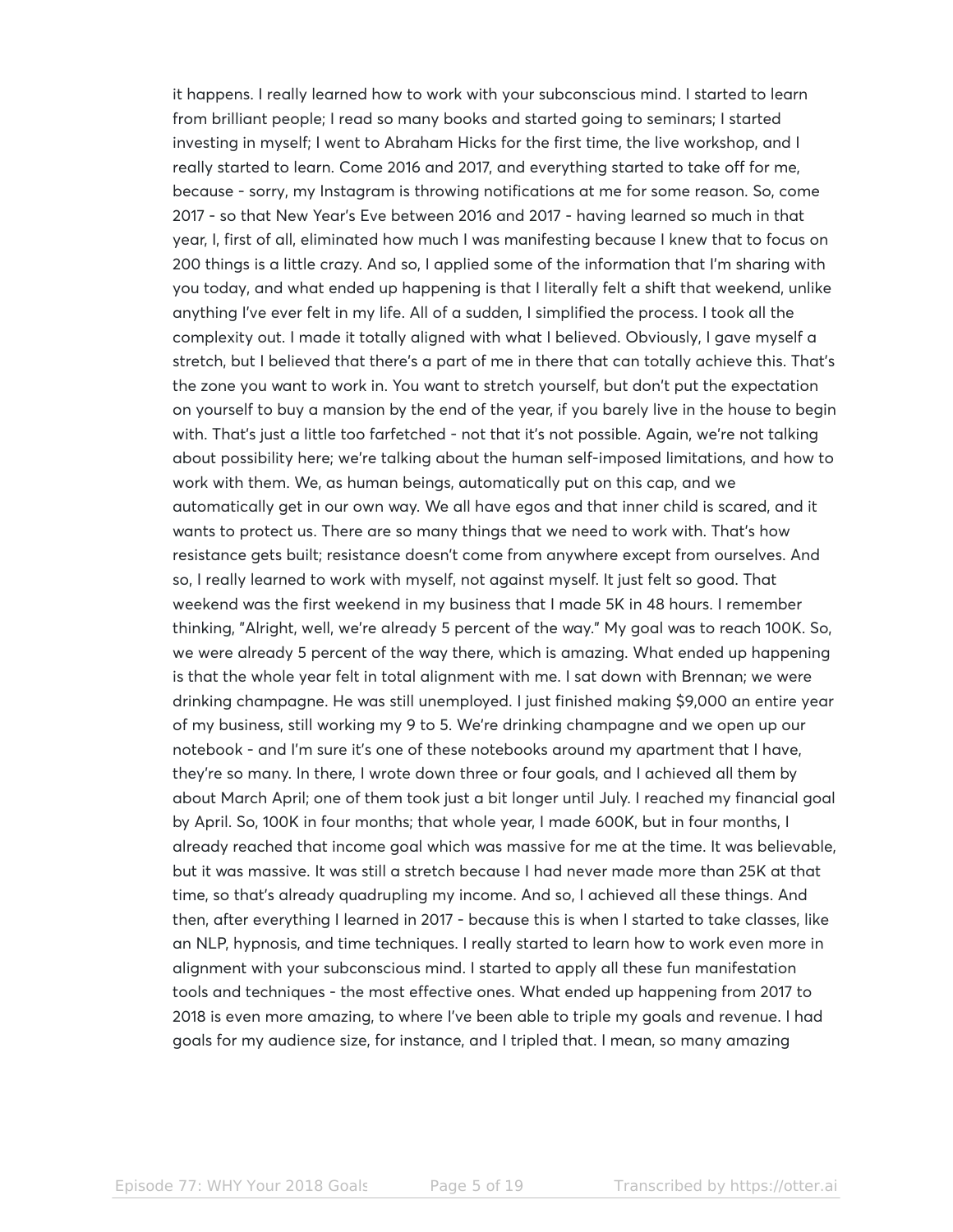it happens. I really learned how to work with your subconscious mind. I started to learn from brilliant people; I read so many books and started going to seminars; I started investing in myself; I went to Abraham Hicks for the first time, the live workshop, and I really started to learn. Come 2016 and 2017, and everything started to take off for me, because - sorry, my Instagram is throwing notifications at me for some reason. So, come 2017 - so that New Year's Eve between 2016 and 2017 - having learned so much in that year, I, first of all, eliminated how much I was manifesting because I knew that to focus on 200 things is a little crazy. And so, I applied some of the information that I'm sharing with you today, and what ended up happening is that I literally felt a shift that weekend, unlike anything I've ever felt in my life. All of a sudden, I simplified the process. I took all the complexity out. I made it totally aligned with what I believed. Obviously, I gave myself a stretch, but I believed that there's a part of me in there that can totally achieve this. That's the zone you want to work in. You want to stretch yourself, but don't put the expectation on yourself to buy a mansion by the end of the year, if you barely live in the house to begin with. That's just a little too farfetched - not that it's not possible. Again, we're not talking about possibility here; we're talking about the human self-imposed limitations, and how to work with them. We, as human beings, automatically put on this cap, and we automatically get in our own way. We all have egos and that inner child is scared, and it wants to protect us. There are so many things that we need to work with. That's how resistance gets built; resistance doesn't come from anywhere except from ourselves. And so, I really learned to work with myself, not against myself. It just felt so good. That weekend was the first weekend in my business that I made 5K in 48 hours. I remember thinking, "Alright, well, we're already 5 percent of the way." My goal was to reach 100K. So, we were already 5 percent of the way there, which is amazing. What ended up happening is that the whole year felt in total alignment with me. I sat down with Brennan; we were drinking champagne. He was still unemployed. I just finished making $9,000 an entire year of my business, still working my 9 to 5. We're drinking champagne and we open up our notebook - and I'm sure it's one of these notebooks around my apartment that I have, they're so many. In there, I wrote down three or four goals, and I achieved all them by about March April; one of them took just a bit longer until July. I reached my financial goal by April. So, 100K in four months; that whole year, I made 600K, but in four months, I already reached that income goal which was massive for me at the time. It was believable, but it was massive. It was still a stretch because I had never made more than 25K at that time, so that's already quadrupling my income. And so, I achieved all these things. And then, after everything I learned in 2017 - because this is when I started to take classes, like an NLP, hypnosis, and time techniques. I really started to learn how to work even more in alignment with your subconscious mind. I started to apply all these fun manifestation tools and techniques - the most effective ones. What ended up happening from 2017 to 2018 is even more amazing, to where I've been able to triple my goals and revenue. I had goals for my audience size, for instance, and I tripled that. I mean, so many amazing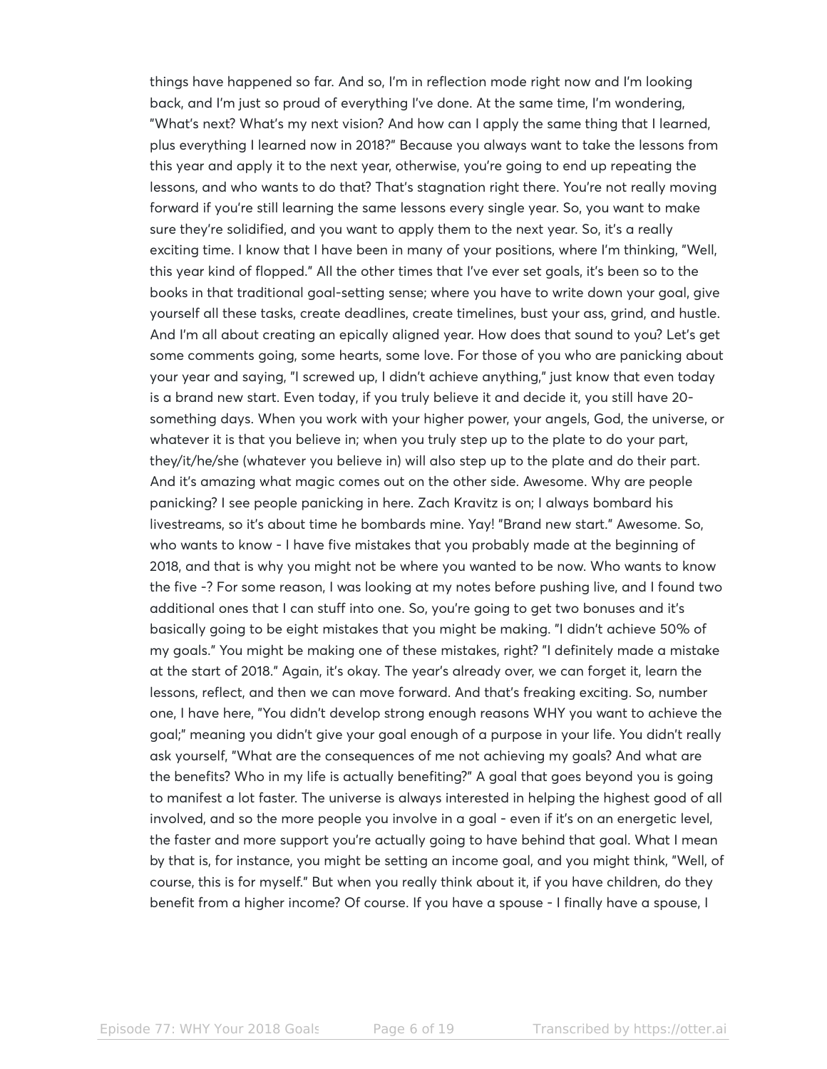things have happened so far. And so, I'm in reflection mode right now and I'm looking back, and I'm just so proud of everything I've done. At the same time, I'm wondering, "What's next? What's my next vision? And how can I apply the same thing that I learned, plus everything I learned now in 2018?" Because you always want to take the lessons from this year and apply it to the next year, otherwise, you're going to end up repeating the lessons, and who wants to do that? That's stagnation right there. You're not really moving forward if you're still learning the same lessons every single year. So, you want to make sure they're solidified, and you want to apply them to the next year. So, it's a really exciting time. I know that I have been in many of your positions, where I'm thinking, "Well, this year kind of flopped." All the other times that I've ever set goals, it's been so to the books in that traditional goal-setting sense; where you have to write down your goal, give yourself all these tasks, create deadlines, create timelines, bust your ass, grind, and hustle. And I'm all about creating an epically aligned year. How does that sound to you? Let's get some comments going, some hearts, some love. For those of you who are panicking about your year and saying, "I screwed up, I didn't achieve anything," just know that even today is a brand new start. Even today, if you truly believe it and decide it, you still have 20-something days. When you work with your higher power, your angels, God, the universe, or whatever it is that you believe in; when you truly step up to the plate to do your part, they/it/he/she (whatever you believe in) will also step up to the plate and do their part. And it's amazing what magic comes out on the other side. Awesome. Why are people panicking? I see people panicking in here. Zach Kravitz is on; I always bombard his livestreams, so it's about time he bombards mine. Yay! "Brand new start." Awesome. So, who wants to know - I have five mistakes that you probably made at the beginning of 2018, and that is why you might not be where you wanted to be now. Who wants to know the five -? For some reason, I was looking at my notes before pushing live, and I found two additional ones that I can stuff into one. So, you're going to get two bonuses and it's basically going to be eight mistakes that you might be making. "I didn't achieve 50% of my goals." You might be making one of these mistakes, right? "I definitely made a mistake at the start of 2018." Again, it's okay. The year's already over, we can forget it, learn the lessons, reflect, and then we can move forward. And that's freaking exciting. So, number one, I have here, "You didn't develop strong enough reasons WHY you want to achieve the goal;" meaning you didn't give your goal enough of a purpose in your life. You didn't really ask yourself, "What are the consequences of me not achieving my goals? And what are the benefits? Who in my life is actually benefiting?" A goal that goes beyond you is going to manifest a lot faster. The universe is always interested in helping the highest good of all involved, and so the more people you involve in a goal - even if it's on an energetic level, the faster and more support you're actually going to have behind that goal. What I mean by that is, for instance, you might be setting an income goal, and you might think, "Well, of course, this is for myself." But when you really think about it, if you have children, do they benefit from a higher income? Of course. If you have a spouse - I finally have a spouse, I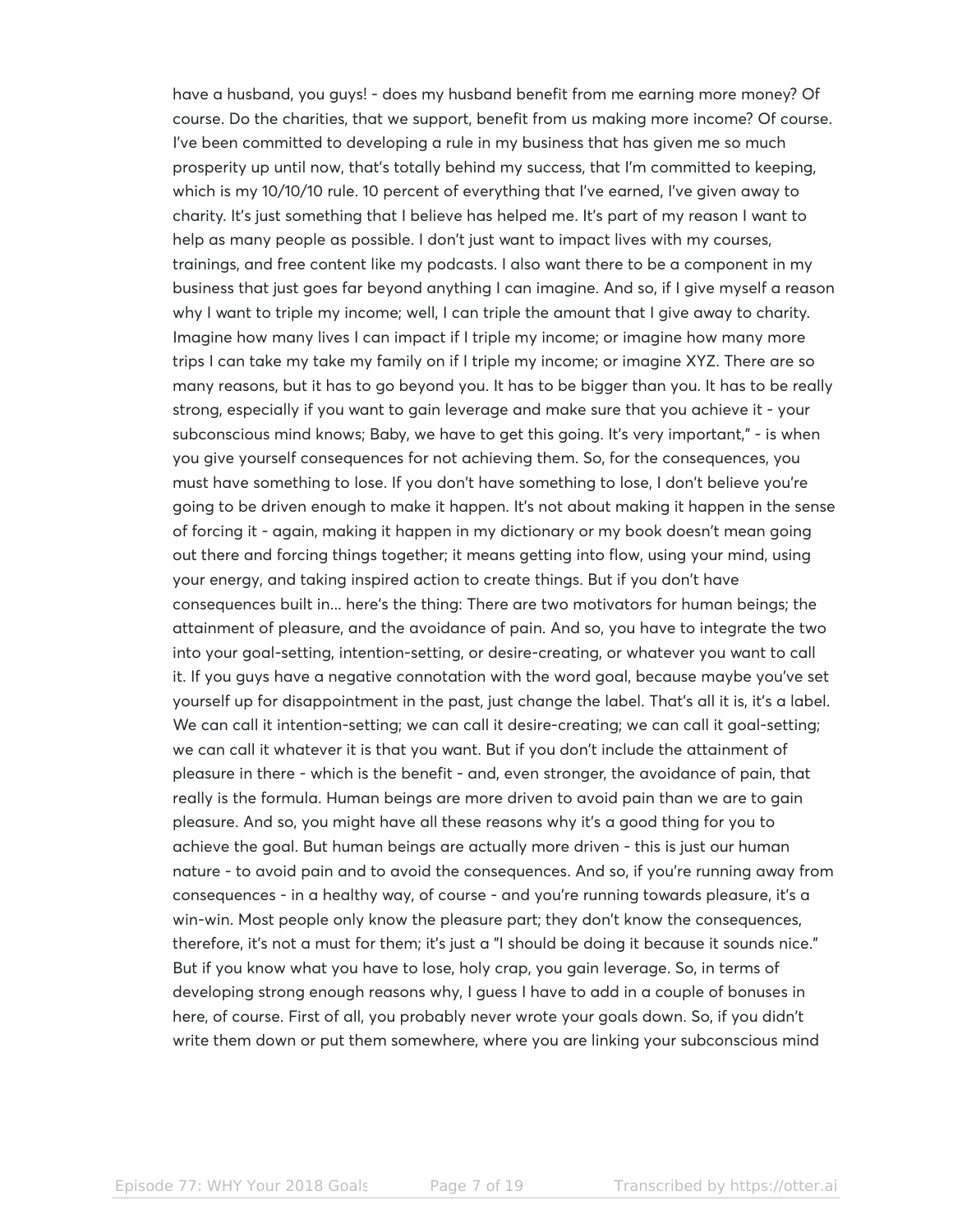have a husband, you guys! - does my husband benefit from me earning more money? Of course. Do the charities, that we support, benefit from us making more income? Of course. I've been committed to developing a rule in my business that has given me so much prosperity up until now, that's totally behind my success, that I'm committed to keeping, which is my 10/10/10 rule. 10 percent of everything that I've earned, I've given away to charity. It's just something that I believe has helped me. It's part of my reason I want to help as many people as possible. I don't just want to impact lives with my courses, trainings, and free content like my podcasts. I also want there to be a component in my business that just goes far beyond anything I can imagine. And so, if I give myself a reason why I want to triple my income; well, I can triple the amount that I give away to charity. Imagine how many lives I can impact if I triple my income; or imagine how many more trips I can take my take my family on if I triple my income; or imagine XYZ. There are so many reasons, but it has to go beyond you. It has to be bigger than you. It has to be really strong, especially if you want to gain leverage and make sure that you achieve it - your subconscious mind knows; Baby, we have to get this going. It's very important," - is when you give yourself consequences for not achieving them. So, for the consequences, you must have something to lose. If you don't have something to lose, I don't believe you're going to be driven enough to make it happen. It's not about making it happen in the sense of forcing it - again, making it happen in my dictionary or my book doesn't mean going out there and forcing things together; it means getting into flow, using your mind, using your energy, and taking inspired action to create things. But if you don't have consequences built in... here's the thing: There are two motivators for human beings; the attainment of pleasure, and the avoidance of pain. And so, you have to integrate the two into your goal-setting, intention-setting, or desire-creating, or whatever you want to call it. If you guys have a negative connotation with the word goal, because maybe you've set yourself up for disappointment in the past, just change the label. That's all it is, it's a label. We can call it intention-setting; we can call it desire-creating; we can call it goal-setting; we can call it whatever it is that you want. But if you don't include the attainment of pleasure in there - which is the benefit - and, even stronger, the avoidance of pain, that really is the formula. Human beings are more driven to avoid pain than we are to gain pleasure. And so, you might have all these reasons why it's a good thing for you to achieve the goal. But human beings are actually more driven - this is just our human nature - to avoid pain and to avoid the consequences. And so, if you're running away from consequences - in a healthy way, of course - and you're running towards pleasure, it's a win-win. Most people only know the pleasure part; they don't know the consequences, therefore, it's not a must for them; it's just a "I should be doing it because it sounds nice." But if you know what you have to lose, holy crap, you gain leverage. So, in terms of developing strong enough reasons why, I guess I have to add in a couple of bonuses in here, of course. First of all, you probably never wrote your goals down. So, if you didn't write them down or put them somewhere, where you are linking your subconscious mind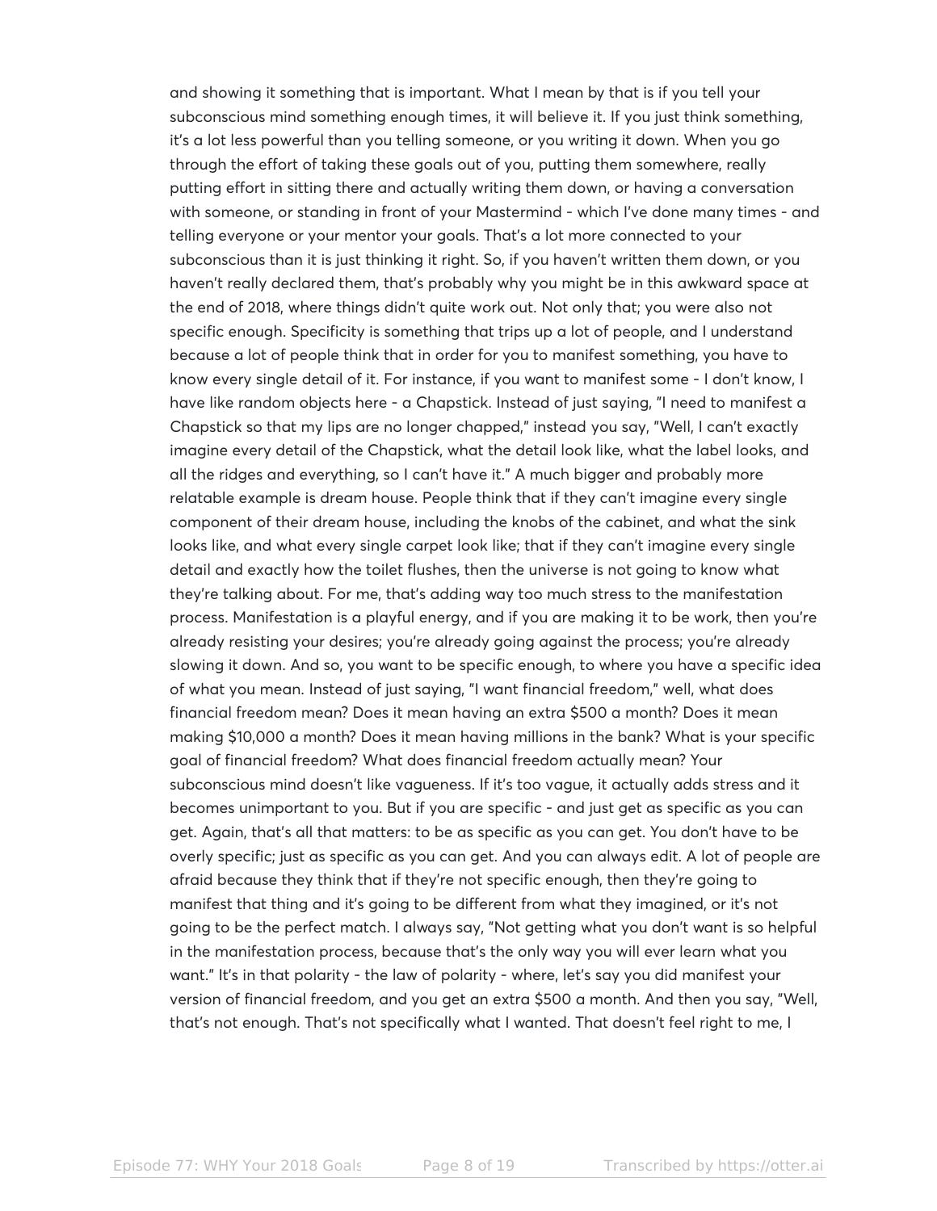and showing it something that is important. What I mean by that is if you tell your subconscious mind something enough times, it will believe it. If you just think something, it's a lot less powerful than you telling someone, or you writing it down. When you go through the effort of taking these goals out of you, putting them somewhere, really putting effort in sitting there and actually writing them down, or having a conversation with someone, or standing in front of your Mastermind - which I've done many times - and telling everyone or your mentor your goals. That's a lot more connected to your subconscious than it is just thinking it right. So, if you haven't written them down, or you haven't really declared them, that's probably why you might be in this awkward space at the end of 2018, where things didn't quite work out. Not only that; you were also not specific enough. Specificity is something that trips up a lot of people, and I understand because a lot of people think that in order for you to manifest something, you have to know every single detail of it. For instance, if you want to manifest some - I don't know, I have like random objects here - a Chapstick. Instead of just saying, "I need to manifest a Chapstick so that my lips are no longer chapped," instead you say, "Well, I can't exactly imagine every detail of the Chapstick, what the detail look like, what the label looks, and all the ridges and everything, so I can't have it." A much bigger and probably more relatable example is dream house. People think that if they can't imagine every single component of their dream house, including the knobs of the cabinet, and what the sink looks like, and what every single carpet look like; that if they can't imagine every single detail and exactly how the toilet flushes, then the universe is not going to know what they're talking about. For me, that's adding way too much stress to the manifestation process. Manifestation is a playful energy, and if you are making it to be work, then you're already resisting your desires; you're already going against the process; you're already slowing it down. And so, you want to be specific enough, to where you have a specific idea of what you mean. Instead of just saying, "I want financial freedom," well, what does financial freedom mean? Does it mean having an extra $500 a month? Does it mean making $10,000 a month? Does it mean having millions in the bank? What is your specific goal of financial freedom? What does financial freedom actually mean? Your subconscious mind doesn't like vagueness. If it's too vague, it actually adds stress and it becomes unimportant to you. But if you are specific - and just get as specific as you can get. Again, that's all that matters: to be as specific as you can get. You don't have to be overly specific; just as specific as you can get. And you can always edit. A lot of people are afraid because they think that if they're not specific enough, then they're going to manifest that thing and it's going to be different from what they imagined, or it's not going to be the perfect match. I always say, "Not getting what you don't want is so helpful in the manifestation process, because that's the only way you will ever learn what you want." It's in that polarity - the law of polarity - where, let's say you did manifest your version of financial freedom, and you get an extra $500 a month. And then you say, "Well, that's not enough. That's not specifically what I wanted. That doesn't feel right to me, I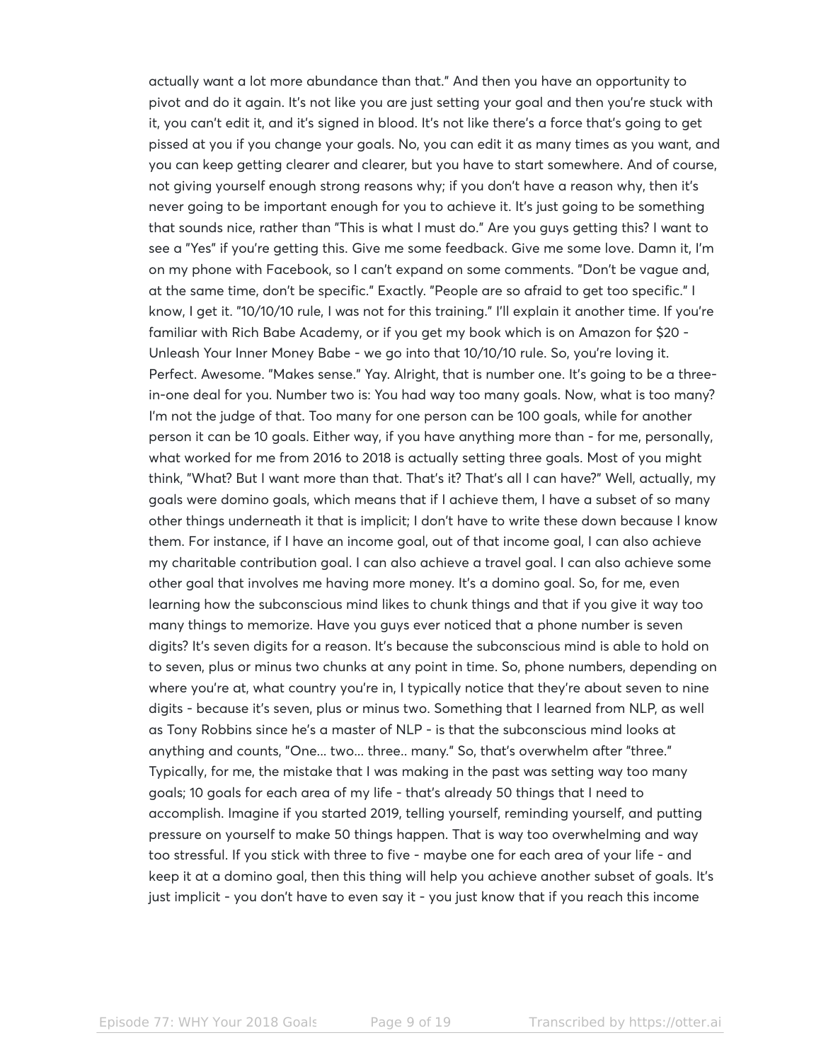actually want a lot more abundance than that." And then you have an opportunity to pivot and do it again. It's not like you are just setting your goal and then you're stuck with it, you can't edit it, and it's signed in blood. It's not like there's a force that's going to get pissed at you if you change your goals. No, you can edit it as many times as you want, and you can keep getting clearer and clearer, but you have to start somewhere. And of course, not giving yourself enough strong reasons why; if you don't have a reason why, then it's never going to be important enough for you to achieve it. It's just going to be something that sounds nice, rather than "This is what I must do." Are you guys getting this? I want to see a "Yes" if you're getting this. Give me some feedback. Give me some love. Damn it, I'm on my phone with Facebook, so I can't expand on some comments. "Don't be vague and, at the same time, don't be specific." Exactly. "People are so afraid to get too specific." I know, I get it. "10/10/10 rule, I was not for this training." I'll explain it another time. If you're familiar with Rich Babe Academy, or if you get my book which is on Amazon for $20 - Unleash Your Inner Money Babe - we go into that 10/10/10 rule. So, you're loving it. Perfect. Awesome. "Makes sense." Yay. Alright, that is number one. It's going to be a three-in-one deal for you. Number two is: You had way too many goals. Now, what is too many? I'm not the judge of that. Too many for one person can be 100 goals, while for another person it can be 10 goals. Either way, if you have anything more than - for me, personally, what worked for me from 2016 to 2018 is actually setting three goals. Most of you might think, "What? But I want more than that. That's it? That's all I can have?" Well, actually, my goals were domino goals, which means that if I achieve them, I have a subset of so many other things underneath it that is implicit; I don't have to write these down because I know them. For instance, if I have an income goal, out of that income goal, I can also achieve my charitable contribution goal. I can also achieve a travel goal. I can also achieve some other goal that involves me having more money. It's a domino goal. So, for me, even learning how the subconscious mind likes to chunk things and that if you give it way too many things to memorize. Have you guys ever noticed that a phone number is seven digits? It's seven digits for a reason. It's because the subconscious mind is able to hold on to seven, plus or minus two chunks at any point in time. So, phone numbers, depending on where you're at, what country you're in, I typically notice that they're about seven to nine digits - because it's seven, plus or minus two. Something that I learned from NLP, as well as Tony Robbins since he's a master of NLP - is that the subconscious mind looks at anything and counts, "One... two... three.. many." So, that's overwhelm after "three." Typically, for me, the mistake that I was making in the past was setting way too many goals; 10 goals for each area of my life - that's already 50 things that I need to accomplish. Imagine if you started 2019, telling yourself, reminding yourself, and putting pressure on yourself to make 50 things happen. That is way too overwhelming and way too stressful. If you stick with three to five - maybe one for each area of your life - and keep it at a domino goal, then this thing will help you achieve another subset of goals. It's just implicit - you don't have to even say it - you just know that if you reach this income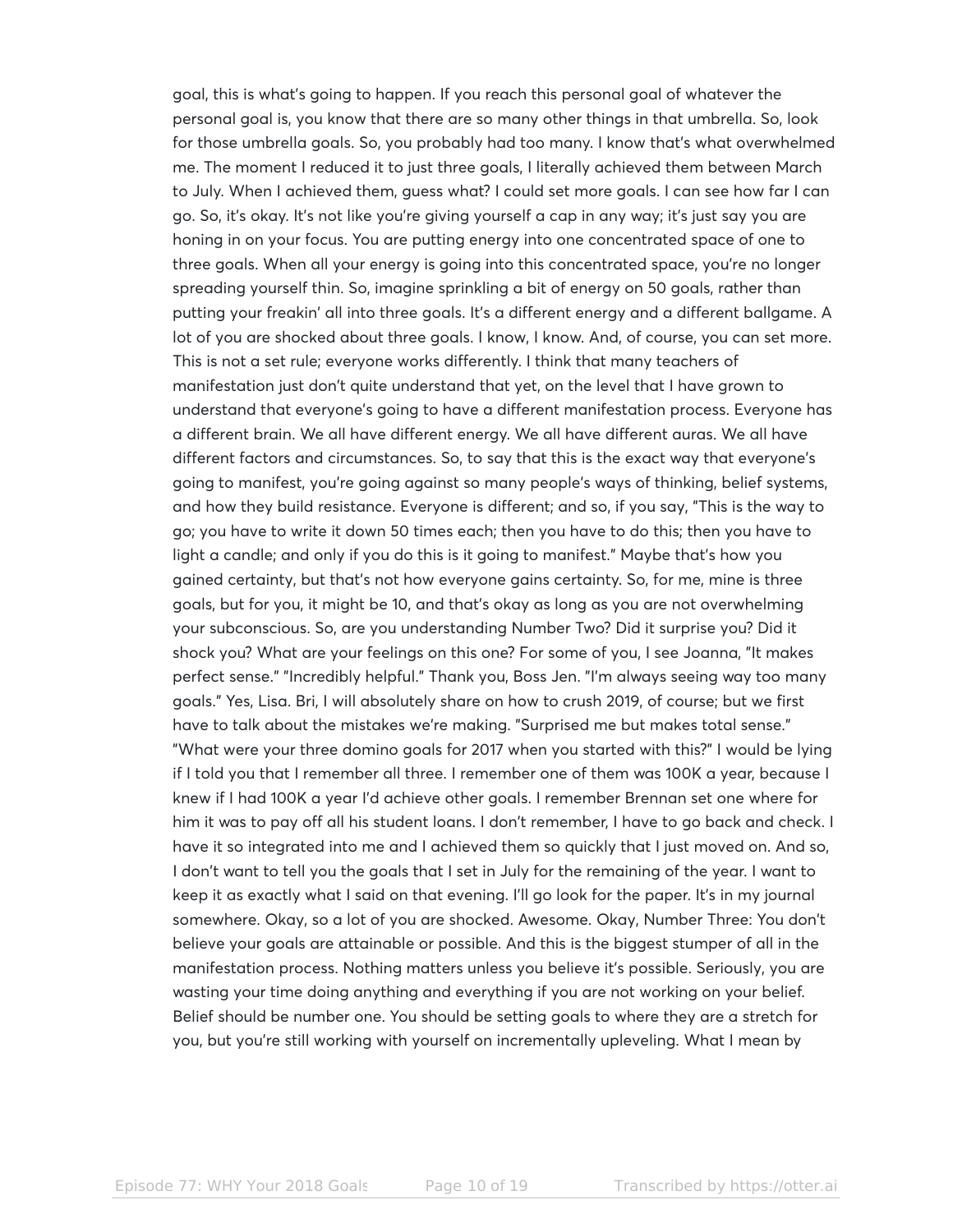goal, this is what's going to happen. If you reach this personal goal of whatever the personal goal is, you know that there are so many other things in that umbrella. So, look for those umbrella goals. So, you probably had too many. I know that's what overwhelmed me. The moment I reduced it to just three goals, I literally achieved them between March to July. When I achieved them, guess what? I could set more goals. I can see how far I can go. So, it's okay. It's not like you're giving yourself a cap in any way; it's just say you are honing in on your focus. You are putting energy into one concentrated space of one to three goals. When all your energy is going into this concentrated space, you're no longer spreading yourself thin. So, imagine sprinkling a bit of energy on 50 goals, rather than putting your freakin' all into three goals. It's a different energy and a different ballgame. A lot of you are shocked about three goals. I know, I know. And, of course, you can set more. This is not a set rule; everyone works differently. I think that many teachers of manifestation just don't quite understand that yet, on the level that I have grown to understand that everyone's going to have a different manifestation process. Everyone has a different brain. We all have different energy. We all have different auras. We all have different factors and circumstances. So, to say that this is the exact way that everyone's going to manifest, you're going against so many people's ways of thinking, belief systems, and how they build resistance. Everyone is different; and so, if you say, "This is the way to go; you have to write it down 50 times each; then you have to do this; then you have to light a candle; and only if you do this is it going to manifest." Maybe that's how you gained certainty, but that's not how everyone gains certainty. So, for me, mine is three goals, but for you, it might be 10, and that's okay as long as you are not overwhelming your subconscious. So, are you understanding Number Two? Did it surprise you? Did it shock you? What are your feelings on this one? For some of you, I see Joanna, "It makes perfect sense." "Incredibly helpful." Thank you, Boss Jen. "I'm always seeing way too many goals." Yes, Lisa. Bri, I will absolutely share on how to crush 2019, of course; but we first have to talk about the mistakes we're making. "Surprised me but makes total sense." "What were your three domino goals for 2017 when you started with this?" I would be lying if I told you that I remember all three. I remember one of them was 100K a year, because I knew if I had 100K a year I'd achieve other goals. I remember Brennan set one where for him it was to pay off all his student loans. I don't remember, I have to go back and check. I have it so integrated into me and I achieved them so quickly that I just moved on. And so, I don't want to tell you the goals that I set in July for the remaining of the year. I want to keep it as exactly what I said on that evening. I'll go look for the paper. It's in my journal somewhere. Okay, so a lot of you are shocked. Awesome. Okay, Number Three: You don't believe your goals are attainable or possible. And this is the biggest stumper of all in the manifestation process. Nothing matters unless you believe it's possible. Seriously, you are wasting your time doing anything and everything if you are not working on your belief. Belief should be number one. You should be setting goals to where they are a stretch for you, but you're still working with yourself on incrementally upleveling. What I mean by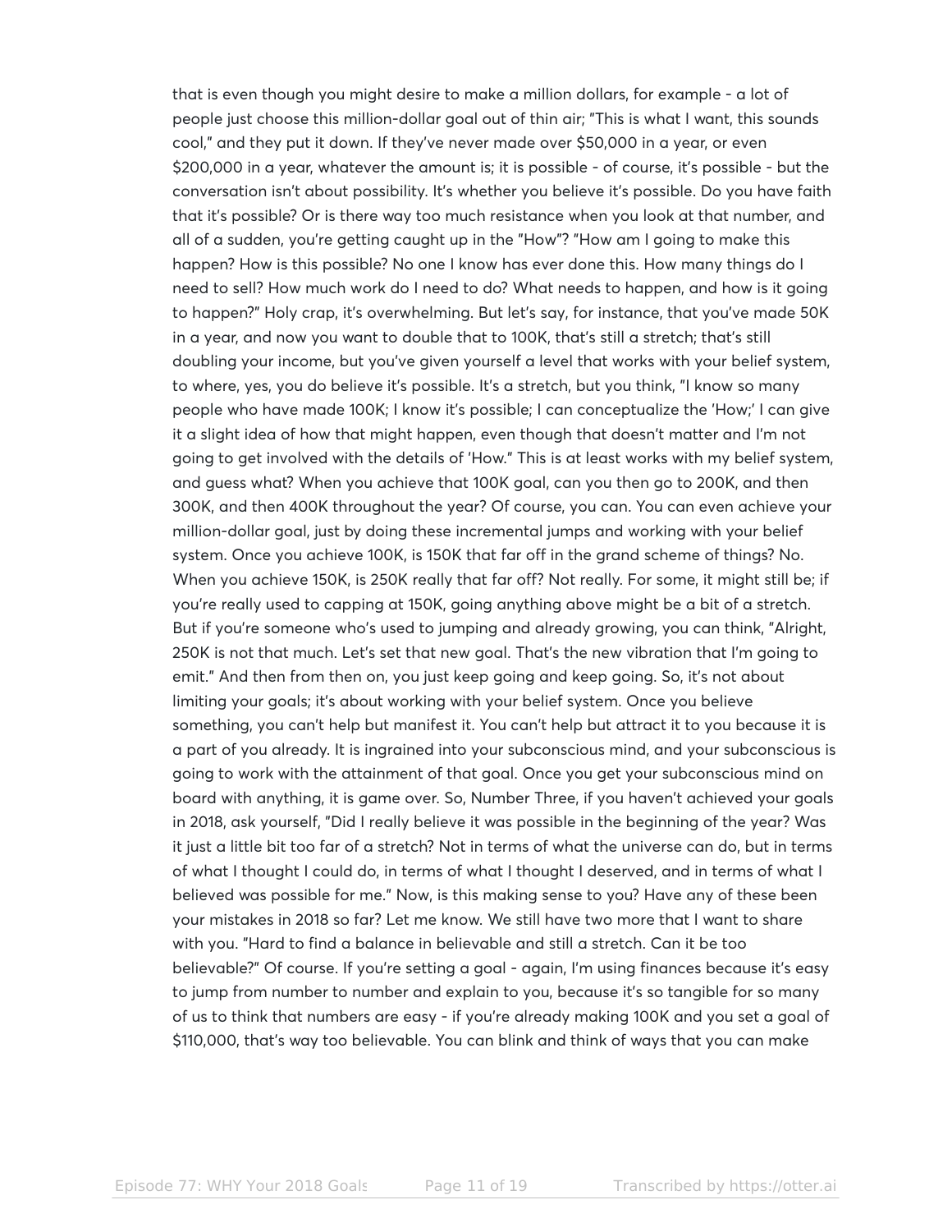that is even though you might desire to make a million dollars, for example - a lot of people just choose this million-dollar goal out of thin air; "This is what I want, this sounds cool," and they put it down. If they've never made over $50,000 in a year, or even $200,000 in a year, whatever the amount is; it is possible - of course, it's possible - but the conversation isn't about possibility. It's whether you believe it's possible. Do you have faith that it's possible? Or is there way too much resistance when you look at that number, and all of a sudden, you're getting caught up in the "How"? "How am I going to make this happen? How is this possible? No one I know has ever done this. How many things do I need to sell? How much work do I need to do? What needs to happen, and how is it going to happen?" Holy crap, it's overwhelming. But let's say, for instance, that you've made 50K in a year, and now you want to double that to 100K, that's still a stretch; that's still doubling your income, but you've given yourself a level that works with your belief system, to where, yes, you do believe it's possible. It's a stretch, but you think, "I know so many people who have made 100K; I know it's possible; I can conceptualize the 'How;' I can give it a slight idea of how that might happen, even though that doesn't matter and I'm not going to get involved with the details of 'How." This is at least works with my belief system, and guess what? When you achieve that 100K goal, can you then go to 200K, and then 300K, and then 400K throughout the year? Of course, you can. You can even achieve your million-dollar goal, just by doing these incremental jumps and working with your belief system. Once you achieve 100K, is 150K that far off in the grand scheme of things? No. When you achieve 150K, is 250K really that far off? Not really. For some, it might still be; if you're really used to capping at 150K, going anything above might be a bit of a stretch. But if you're someone who's used to jumping and already growing, you can think, "Alright, 250K is not that much. Let's set that new goal. That's the new vibration that I'm going to emit." And then from then on, you just keep going and keep going. So, it's not about limiting your goals; it's about working with your belief system. Once you believe something, you can't help but manifest it. You can't help but attract it to you because it is a part of you already. It is ingrained into your subconscious mind, and your subconscious is going to work with the attainment of that goal. Once you get your subconscious mind on board with anything, it is game over. So, Number Three, if you haven't achieved your goals in 2018, ask yourself, "Did I really believe it was possible in the beginning of the year? Was it just a little bit too far of a stretch? Not in terms of what the universe can do, but in terms of what I thought I could do, in terms of what I thought I deserved, and in terms of what I believed was possible for me." Now, is this making sense to you? Have any of these been your mistakes in 2018 so far? Let me know. We still have two more that I want to share with you. "Hard to find a balance in believable and still a stretch. Can it be too believable?" Of course. If you're setting a goal - again, I'm using finances because it's easy to jump from number to number and explain to you, because it's so tangible for so many of us to think that numbers are easy - if you're already making 100K and you set a goal of $110,000, that's way too believable. You can blink and think of ways that you can make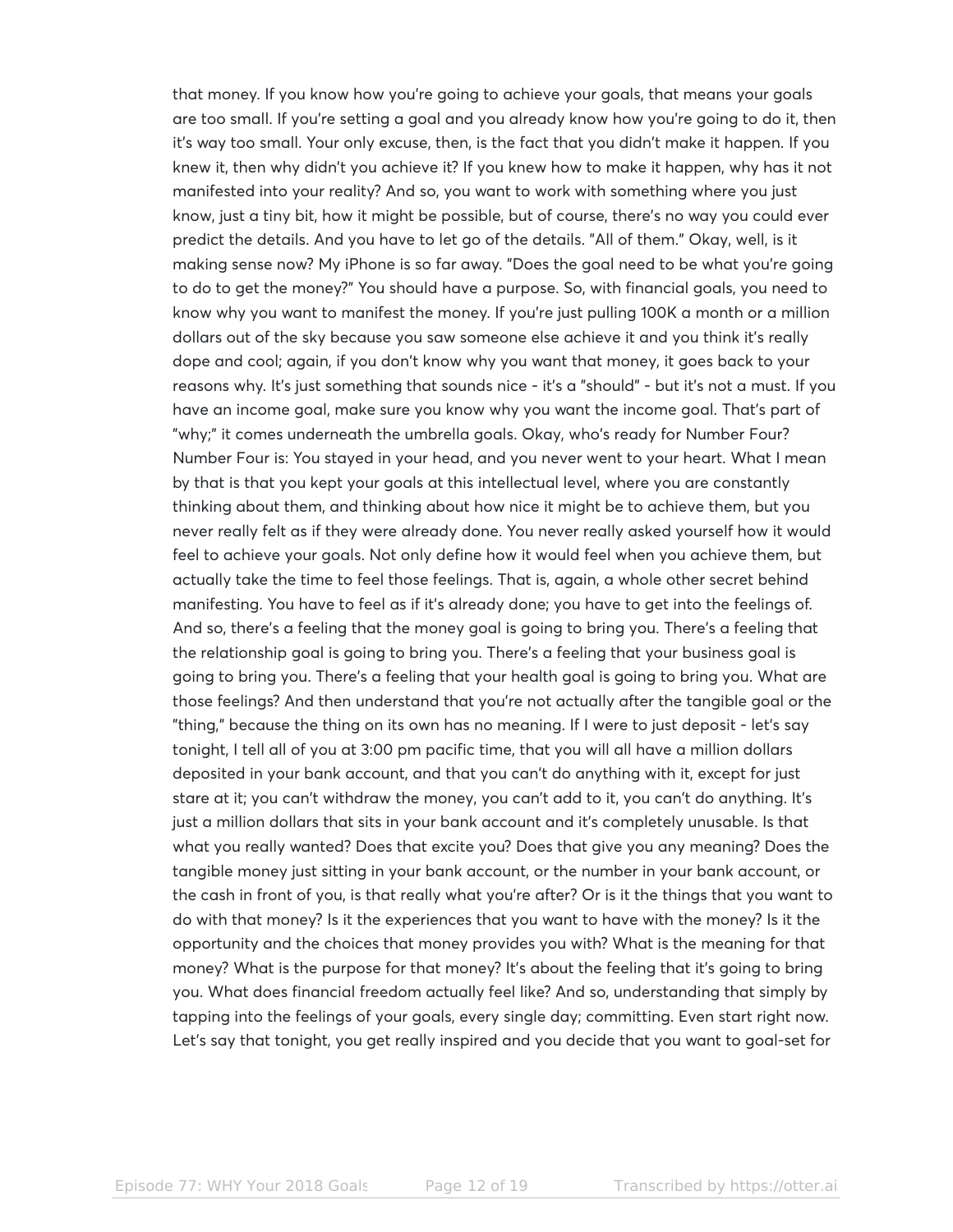that money. If you know how you're going to achieve your goals, that means your goals are too small. If you're setting a goal and you already know how you're going to do it, then it's way too small. Your only excuse, then, is the fact that you didn't make it happen. If you knew it, then why didn't you achieve it? If you knew how to make it happen, why has it not manifested into your reality? And so, you want to work with something where you just know, just a tiny bit, how it might be possible, but of course, there's no way you could ever predict the details. And you have to let go of the details. "All of them." Okay, well, is it making sense now? My iPhone is so far away. "Does the goal need to be what you're going to do to get the money?" You should have a purpose. So, with financial goals, you need to know why you want to manifest the money. If you're just pulling 100K a month or a million dollars out of the sky because you saw someone else achieve it and you think it's really dope and cool; again, if you don't know why you want that money, it goes back to your reasons why. It's just something that sounds nice - it's a "should" - but it's not a must. If you have an income goal, make sure you know why you want the income goal. That's part of "why;" it comes underneath the umbrella goals. Okay, who's ready for Number Four? Number Four is: You stayed in your head, and you never went to your heart. What I mean by that is that you kept your goals at this intellectual level, where you are constantly thinking about them, and thinking about how nice it might be to achieve them, but you never really felt as if they were already done. You never really asked yourself how it would feel to achieve your goals. Not only define how it would feel when you achieve them, but actually take the time to feel those feelings. That is, again, a whole other secret behind manifesting. You have to feel as if it's already done; you have to get into the feelings of. And so, there's a feeling that the money goal is going to bring you. There's a feeling that the relationship goal is going to bring you. There's a feeling that your business goal is going to bring you. There's a feeling that your health goal is going to bring you. What are those feelings? And then understand that you're not actually after the tangible goal or the "thing," because the thing on its own has no meaning. If I were to just deposit - let's say tonight, I tell all of you at 3:00 pm pacific time, that you will all have a million dollars deposited in your bank account, and that you can't do anything with it, except for just stare at it; you can't withdraw the money, you can't add to it, you can't do anything. It's just a million dollars that sits in your bank account and it's completely unusable. Is that what you really wanted? Does that excite you? Does that give you any meaning? Does the tangible money just sitting in your bank account, or the number in your bank account, or the cash in front of you, is that really what you're after? Or is it the things that you want to do with that money? Is it the experiences that you want to have with the money? Is it the opportunity and the choices that money provides you with? What is the meaning for that money? What is the purpose for that money? It's about the feeling that it's going to bring you. What does financial freedom actually feel like? And so, understanding that simply by tapping into the feelings of your goals, every single day; committing. Even start right now. Let's say that tonight, you get really inspired and you decide that you want to goal-set for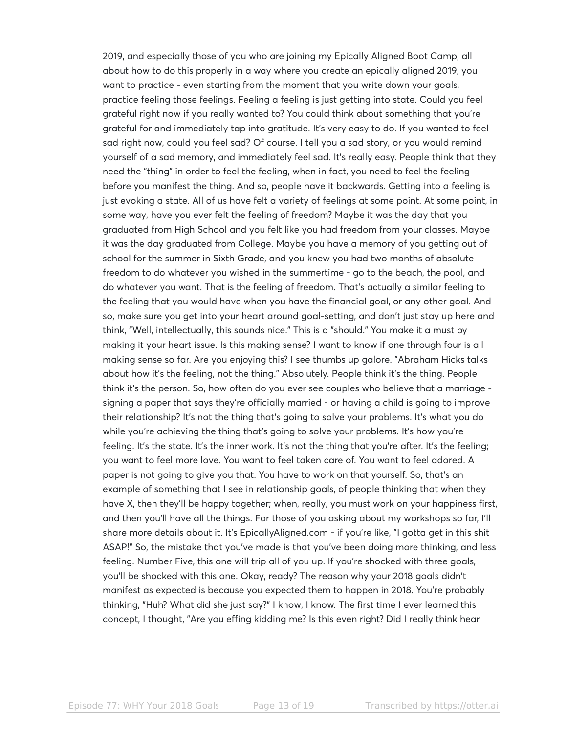2019, and especially those of you who are joining my Epically Aligned Boot Camp, all about how to do this properly in a way where you create an epically aligned 2019, you want to practice - even starting from the moment that you write down your goals, practice feeling those feelings. Feeling a feeling is just getting into state. Could you feel grateful right now if you really wanted to? You could think about something that you're grateful for and immediately tap into gratitude. It's very easy to do. If you wanted to feel sad right now, could you feel sad? Of course. I tell you a sad story, or you would remind yourself of a sad memory, and immediately feel sad. It's really easy. People think that they need the "thing" in order to feel the feeling, when in fact, you need to feel the feeling before you manifest the thing. And so, people have it backwards. Getting into a feeling is just evoking a state. All of us have felt a variety of feelings at some point. At some point, in some way, have you ever felt the feeling of freedom? Maybe it was the day that you graduated from High School and you felt like you had freedom from your classes. Maybe it was the day graduated from College. Maybe you have a memory of you getting out of school for the summer in Sixth Grade, and you knew you had two months of absolute freedom to do whatever you wished in the summertime - go to the beach, the pool, and do whatever you want. That is the feeling of freedom. That's actually a similar feeling to the feeling that you would have when you have the financial goal, or any other goal. And so, make sure you get into your heart around goal-setting, and don't just stay up here and think, "Well, intellectually, this sounds nice." This is a "should." You make it a must by making it your heart issue. Is this making sense? I want to know if one through four is all making sense so far. Are you enjoying this? I see thumbs up galore. "Abraham Hicks talks about how it's the feeling, not the thing." Absolutely. People think it's the thing. People think it's the person. So, how often do you ever see couples who believe that a marriage - signing a paper that says they're officially married - or having a child is going to improve their relationship? It's not the thing that's going to solve your problems. It's what you do while you're achieving the thing that's going to solve your problems. It's how you're feeling. It's the state. It's the inner work. It's not the thing that you're after. It's the feeling; you want to feel more love. You want to feel taken care of. You want to feel adored. A paper is not going to give you that. You have to work on that yourself. So, that's an example of something that I see in relationship goals, of people thinking that when they have X, then they'll be happy together; when, really, you must work on your happiness first, and then you'll have all the things. For those of you asking about my workshops so far, I'll share more details about it. It's EpicallyAligned.com - if you're like, "I gotta get in this shit ASAP!" So, the mistake that you've made is that you've been doing more thinking, and less feeling. Number Five, this one will trip all of you up. If you're shocked with three goals, you'll be shocked with this one. Okay, ready? The reason why your 2018 goals didn't manifest as expected is because you expected them to happen in 2018. You're probably thinking, "Huh? What did she just say?" I know, I know. The first time I ever learned this concept, I thought, "Are you effing kidding me? Is this even right? Did I really think hear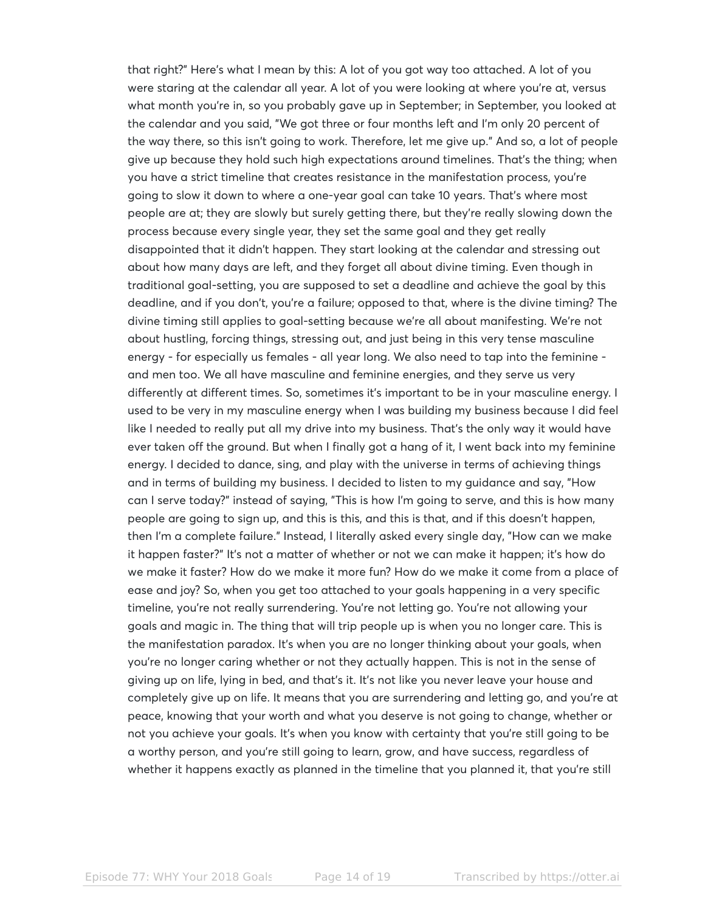that right?" Here's what I mean by this: A lot of you got way too attached. A lot of you were staring at the calendar all year. A lot of you were looking at where you're at, versus what month you're in, so you probably gave up in September; in September, you looked at the calendar and you said, "We got three or four months left and I'm only 20 percent of the way there, so this isn't going to work. Therefore, let me give up." And so, a lot of people give up because they hold such high expectations around timelines. That's the thing; when you have a strict timeline that creates resistance in the manifestation process, you're going to slow it down to where a one-year goal can take 10 years. That's where most people are at; they are slowly but surely getting there, but they're really slowing down the process because every single year, they set the same goal and they get really disappointed that it didn't happen. They start looking at the calendar and stressing out about how many days are left, and they forget all about divine timing. Even though in traditional goal-setting, you are supposed to set a deadline and achieve the goal by this deadline, and if you don't, you're a failure; opposed to that, where is the divine timing? The divine timing still applies to goal-setting because we're all about manifesting. We're not about hustling, forcing things, stressing out, and just being in this very tense masculine energy - for especially us females - all year long. We also need to tap into the feminine - and men too. We all have masculine and feminine energies, and they serve us very differently at different times. So, sometimes it's important to be in your masculine energy. I used to be very in my masculine energy when I was building my business because I did feel like I needed to really put all my drive into my business. That's the only way it would have ever taken off the ground. But when I finally got a hang of it, I went back into my feminine energy. I decided to dance, sing, and play with the universe in terms of achieving things and in terms of building my business. I decided to listen to my guidance and say, "How can I serve today?" instead of saying, "This is how I'm going to serve, and this is how many people are going to sign up, and this is this, and this is that, and if this doesn't happen, then I'm a complete failure." Instead, I literally asked every single day, "How can we make it happen faster?" It's not a matter of whether or not we can make it happen; it's how do we make it faster? How do we make it more fun? How do we make it come from a place of ease and joy? So, when you get too attached to your goals happening in a very specific timeline, you're not really surrendering. You're not letting go. You're not allowing your goals and magic in. The thing that will trip people up is when you no longer care. This is the manifestation paradox. It's when you are no longer thinking about your goals, when you're no longer caring whether or not they actually happen. This is not in the sense of giving up on life, lying in bed, and that's it. It's not like you never leave your house and completely give up on life. It means that you are surrendering and letting go, and you're at peace, knowing that your worth and what you deserve is not going to change, whether or not you achieve your goals. It's when you know with certainty that you're still going to be a worthy person, and you're still going to learn, grow, and have success, regardless of whether it happens exactly as planned in the timeline that you planned it, that you're still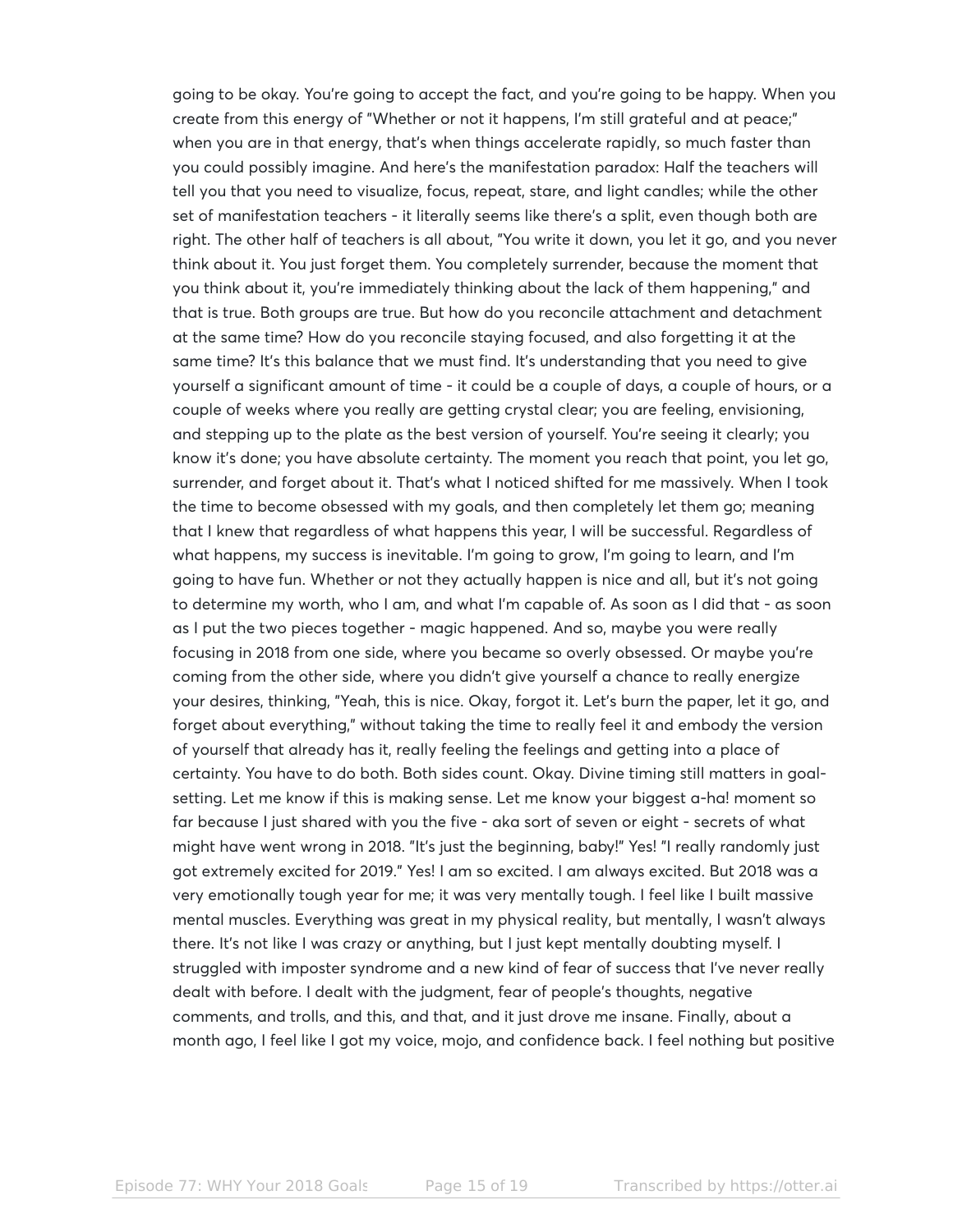going to be okay. You're going to accept the fact, and you're going to be happy. When you create from this energy of "Whether or not it happens, I'm still grateful and at peace;" when you are in that energy, that's when things accelerate rapidly, so much faster than you could possibly imagine. And here's the manifestation paradox: Half the teachers will tell you that you need to visualize, focus, repeat, stare, and light candles; while the other set of manifestation teachers - it literally seems like there's a split, even though both are right. The other half of teachers is all about, "You write it down, you let it go, and you never think about it. You just forget them. You completely surrender, because the moment that you think about it, you're immediately thinking about the lack of them happening," and that is true. Both groups are true. But how do you reconcile attachment and detachment at the same time? How do you reconcile staying focused, and also forgetting it at the same time? It's this balance that we must find. It's understanding that you need to give yourself a significant amount of time - it could be a couple of days, a couple of hours, or a couple of weeks where you really are getting crystal clear; you are feeling, envisioning, and stepping up to the plate as the best version of yourself. You're seeing it clearly; you know it's done; you have absolute certainty. The moment you reach that point, you let go, surrender, and forget about it. That's what I noticed shifted for me massively. When I took the time to become obsessed with my goals, and then completely let them go; meaning that I knew that regardless of what happens this year, I will be successful. Regardless of what happens, my success is inevitable. I'm going to grow, I'm going to learn, and I'm going to have fun. Whether or not they actually happen is nice and all, but it's not going to determine my worth, who I am, and what I'm capable of. As soon as I did that - as soon as I put the two pieces together - magic happened. And so, maybe you were really focusing in 2018 from one side, where you became so overly obsessed. Or maybe you're coming from the other side, where you didn't give yourself a chance to really energize your desires, thinking, "Yeah, this is nice. Okay, forgot it. Let's burn the paper, let it go, and forget about everything," without taking the time to really feel it and embody the version of yourself that already has it, really feeling the feelings and getting into a place of certainty. You have to do both. Both sides count. Okay. Divine timing still matters in goal-setting. Let me know if this is making sense. Let me know your biggest a-ha! moment so far because I just shared with you the five - aka sort of seven or eight - secrets of what might have went wrong in 2018. "It's just the beginning, baby!" Yes! "I really randomly just got extremely excited for 2019." Yes! I am so excited. I am always excited. But 2018 was a very emotionally tough year for me; it was very mentally tough. I feel like I built massive mental muscles. Everything was great in my physical reality, but mentally, I wasn't always there. It's not like I was crazy or anything, but I just kept mentally doubting myself. I struggled with imposter syndrome and a new kind of fear of success that I've never really dealt with before. I dealt with the judgment, fear of people's thoughts, negative comments, and trolls, and this, and that, and it just drove me insane. Finally, about a month ago, I feel like I got my voice, mojo, and confidence back. I feel nothing but positive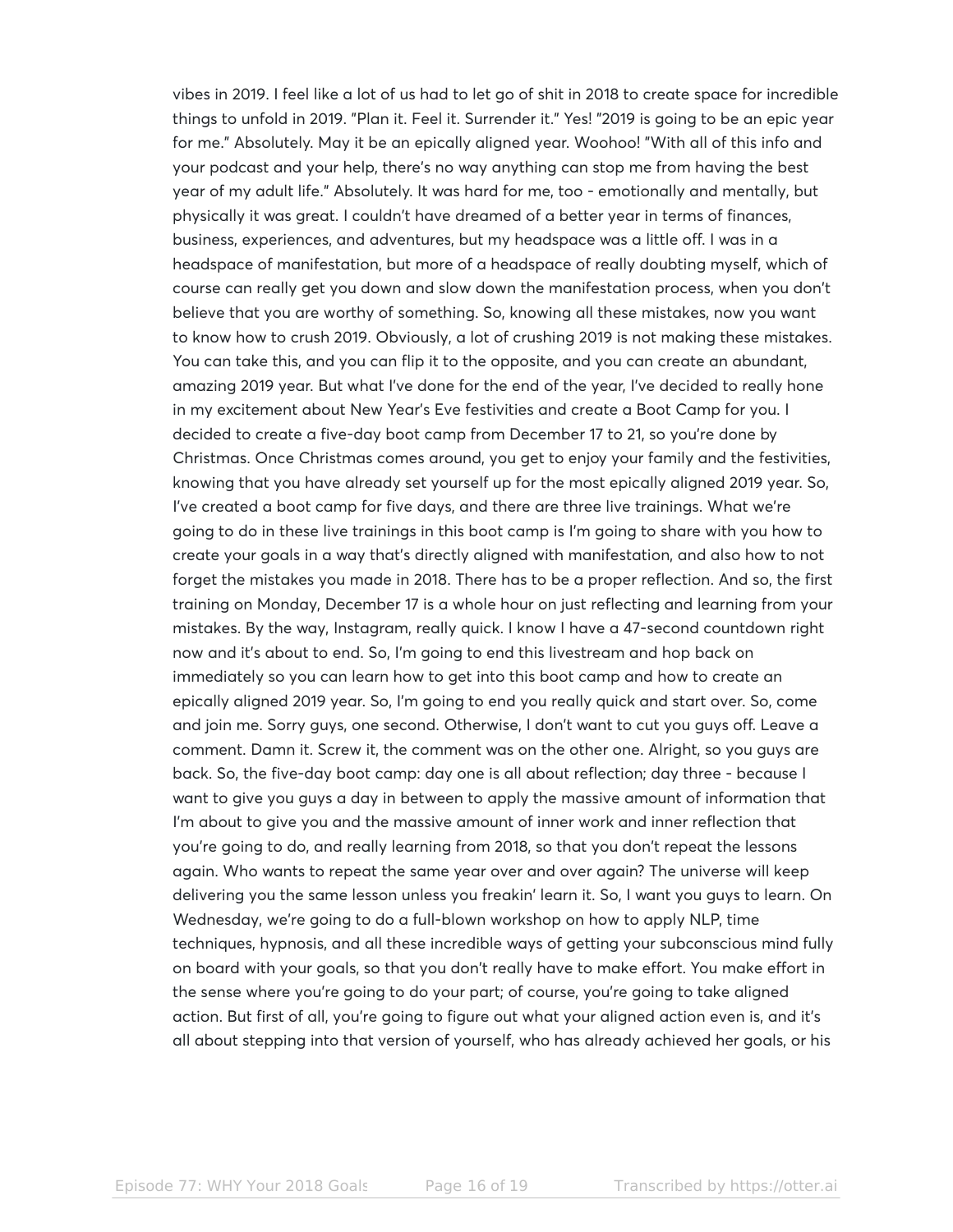vibes in 2019. I feel like a lot of us had to let go of shit in 2018 to create space for incredible things to unfold in 2019. "Plan it. Feel it. Surrender it." Yes! "2019 is going to be an epic year for me." Absolutely. May it be an epically aligned year. Woohoo! "With all of this info and your podcast and your help, there's no way anything can stop me from having the best year of my adult life." Absolutely. It was hard for me, too - emotionally and mentally, but physically it was great. I couldn't have dreamed of a better year in terms of finances, business, experiences, and adventures, but my headspace was a little off. I was in a headspace of manifestation, but more of a headspace of really doubting myself, which of course can really get you down and slow down the manifestation process, when you don't believe that you are worthy of something. So, knowing all these mistakes, now you want to know how to crush 2019. Obviously, a lot of crushing 2019 is not making these mistakes. You can take this, and you can flip it to the opposite, and you can create an abundant, amazing 2019 year. But what I've done for the end of the year, I've decided to really hone in my excitement about New Year's Eve festivities and create a Boot Camp for you. I decided to create a five-day boot camp from December 17 to 21, so you're done by Christmas. Once Christmas comes around, you get to enjoy your family and the festivities, knowing that you have already set yourself up for the most epically aligned 2019 year. So, I've created a boot camp for five days, and there are three live trainings. What we're going to do in these live trainings in this boot camp is I'm going to share with you how to create your goals in a way that's directly aligned with manifestation, and also how to not forget the mistakes you made in 2018. There has to be a proper reflection. And so, the first training on Monday, December 17 is a whole hour on just reflecting and learning from your mistakes. By the way, Instagram, really quick. I know I have a 47-second countdown right now and it's about to end. So, I'm going to end this livestream and hop back on immediately so you can learn how to get into this boot camp and how to create an epically aligned 2019 year. So, I'm going to end you really quick and start over. So, come and join me. Sorry guys, one second. Otherwise, I don't want to cut you guys off. Leave a comment. Damn it. Screw it, the comment was on the other one. Alright, so you guys are back. So, the five-day boot camp: day one is all about reflection; day three - because I want to give you guys a day in between to apply the massive amount of information that I'm about to give you and the massive amount of inner work and inner reflection that you're going to do, and really learning from 2018, so that you don't repeat the lessons again. Who wants to repeat the same year over and over again? The universe will keep delivering you the same lesson unless you freakin' learn it. So, I want you guys to learn. On Wednesday, we're going to do a full-blown workshop on how to apply NLP, time techniques, hypnosis, and all these incredible ways of getting your subconscious mind fully on board with your goals, so that you don't really have to make effort. You make effort in the sense where you're going to do your part; of course, you're going to take aligned action. But first of all, you're going to figure out what your aligned action even is, and it's all about stepping into that version of yourself, who has already achieved her goals, or his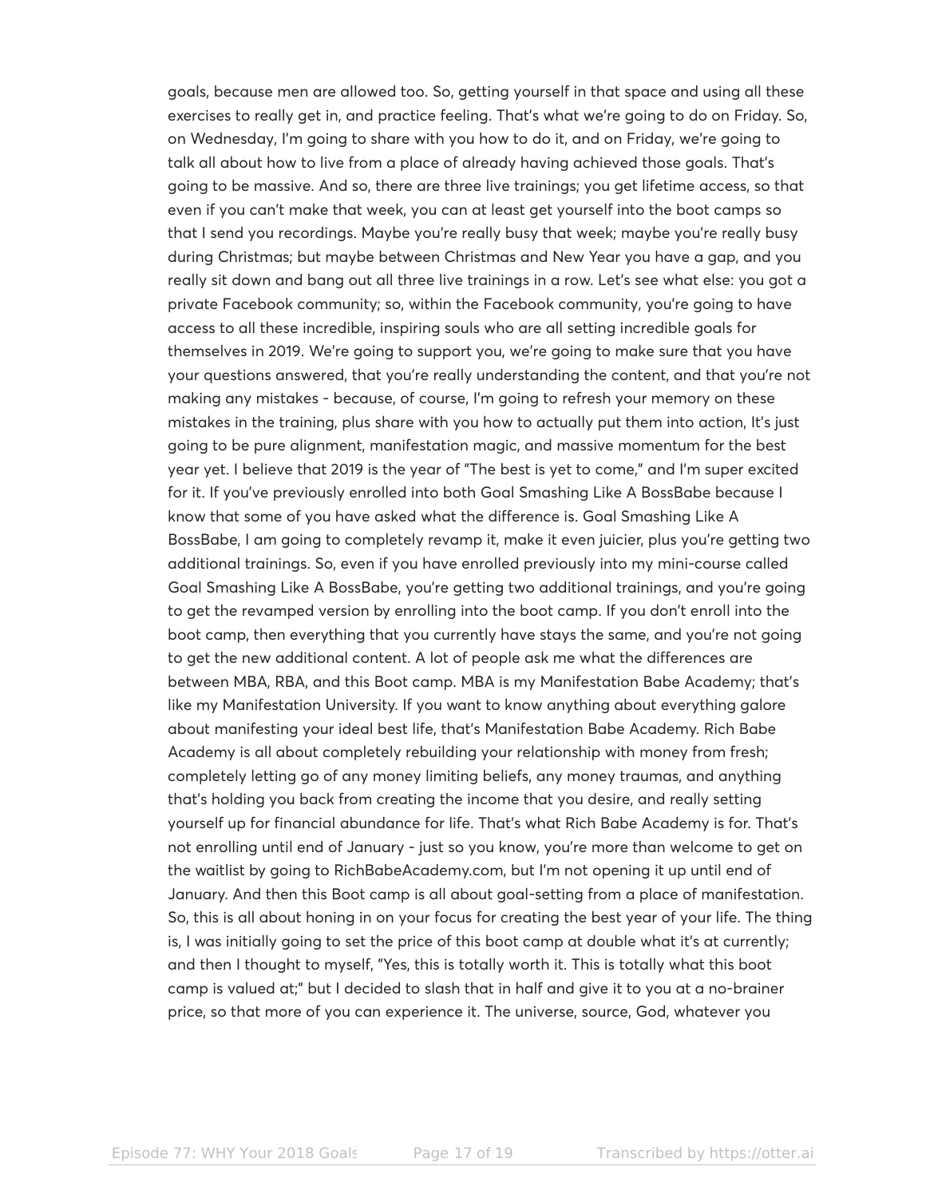goals, because men are allowed too. So, getting yourself in that space and using all these exercises to really get in, and practice feeling. That's what we're going to do on Friday. So, on Wednesday, I'm going to share with you how to do it, and on Friday, we're going to talk all about how to live from a place of already having achieved those goals. That's going to be massive. And so, there are three live trainings; you get lifetime access, so that even if you can't make that week, you can at least get yourself into the boot camps so that I send you recordings. Maybe you're really busy that week; maybe you're really busy during Christmas; but maybe between Christmas and New Year you have a gap, and you really sit down and bang out all three live trainings in a row. Let's see what else: you got a private Facebook community; so, within the Facebook community, you're going to have access to all these incredible, inspiring souls who are all setting incredible goals for themselves in 2019. We're going to support you, we're going to make sure that you have your questions answered, that you're really understanding the content, and that you're not making any mistakes - because, of course, I'm going to refresh your memory on these mistakes in the training, plus share with you how to actually put them into action, It's just going to be pure alignment, manifestation magic, and massive momentum for the best year yet. I believe that 2019 is the year of "The best is yet to come," and I'm super excited for it. If you've previously enrolled into both Goal Smashing Like A BossBabe because I know that some of you have asked what the difference is. Goal Smashing Like A BossBabe, I am going to completely revamp it, make it even juicier, plus you're getting two additional trainings. So, even if you have enrolled previously into my mini-course called Goal Smashing Like A BossBabe, you're getting two additional trainings, and you're going to get the revamped version by enrolling into the boot camp. If you don't enroll into the boot camp, then everything that you currently have stays the same, and you're not going to get the new additional content. A lot of people ask me what the differences are between MBA, RBA, and this Boot camp. MBA is my Manifestation Babe Academy; that's like my Manifestation University. If you want to know anything about everything galore about manifesting your ideal best life, that's Manifestation Babe Academy. Rich Babe Academy is all about completely rebuilding your relationship with money from fresh; completely letting go of any money limiting beliefs, any money traumas, and anything that's holding you back from creating the income that you desire, and really setting yourself up for financial abundance for life. That's what Rich Babe Academy is for. That's not enrolling until end of January - just so you know, you're more than welcome to get on the waitlist by going to RichBabeAcademy.com, but I'm not opening it up until end of January. And then this Boot camp is all about goal-setting from a place of manifestation. So, this is all about honing in on your focus for creating the best year of your life. The thing is, I was initially going to set the price of this boot camp at double what it's at currently; and then I thought to myself, "Yes, this is totally worth it. This is totally what this boot camp is valued at;" but I decided to slash that in half and give it to you at a no-brainer price, so that more of you can experience it. The universe, source, God, whatever you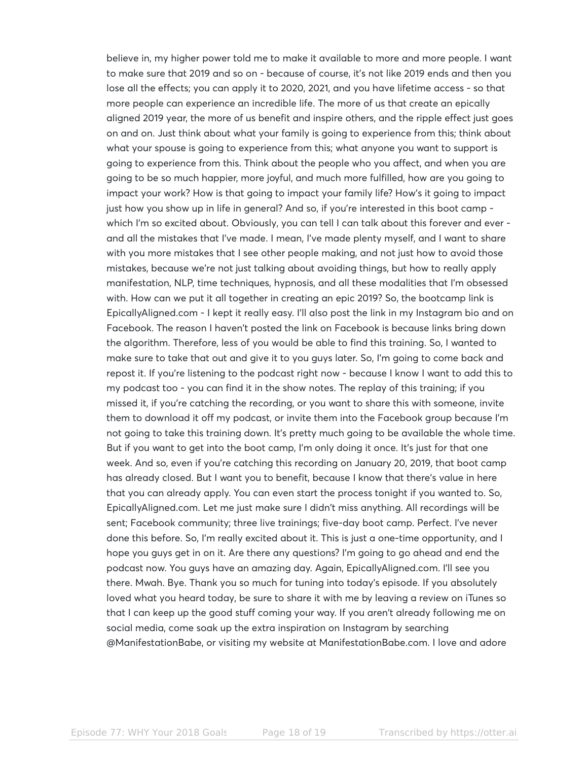believe in, my higher power told me to make it available to more and more people. I want to make sure that 2019 and so on - because of course, it's not like 2019 ends and then you lose all the effects; you can apply it to 2020, 2021, and you have lifetime access - so that more people can experience an incredible life. The more of us that create an epically aligned 2019 year, the more of us benefit and inspire others, and the ripple effect just goes on and on. Just think about what your family is going to experience from this; think about what your spouse is going to experience from this; what anyone you want to support is going to experience from this. Think about the people who you affect, and when you are going to be so much happier, more joyful, and much more fulfilled, how are you going to impact your work? How is that going to impact your family life? How's it going to impact just how you show up in life in general? And so, if you're interested in this boot camp - which I'm so excited about. Obviously, you can tell I can talk about this forever and ever - and all the mistakes that I've made. I mean, I've made plenty myself, and I want to share with you more mistakes that I see other people making, and not just how to avoid those mistakes, because we're not just talking about avoiding things, but how to really apply manifestation, NLP, time techniques, hypnosis, and all these modalities that I'm obsessed with. How can we put it all together in creating an epic 2019? So, the bootcamp link is EpicallyAligned.com - I kept it really easy. I'll also post the link in my Instagram bio and on Facebook. The reason I haven't posted the link on Facebook is because links bring down the algorithm. Therefore, less of you would be able to find this training. So, I wanted to make sure to take that out and give it to you guys later. So, I'm going to come back and repost it. If you're listening to the podcast right now - because I know I want to add this to my podcast too - you can find it in the show notes. The replay of this training; if you missed it, if you're catching the recording, or you want to share this with someone, invite them to download it off my podcast, or invite them into the Facebook group because I'm not going to take this training down. It's pretty much going to be available the whole time. But if you want to get into the boot camp, I'm only doing it once. It's just for that one week. And so, even if you're catching this recording on January 20, 2019, that boot camp has already closed. But I want you to benefit, because I know that there's value in here that you can already apply. You can even start the process tonight if you wanted to. So, EpicallyAligned.com. Let me just make sure I didn't miss anything. All recordings will be sent; Facebook community; three live trainings; five-day boot camp. Perfect. I've never done this before. So, I'm really excited about it. This is just a one-time opportunity, and I hope you guys get in on it. Are there any questions? I'm going to go ahead and end the podcast now. You guys have an amazing day. Again, EpicallyAligned.com. I'll see you there. Mwah. Bye. Thank you so much for tuning into today's episode. If you absolutely loved what you heard today, be sure to share it with me by leaving a review on iTunes so that I can keep up the good stuff coming your way. If you aren't already following me on social media, come soak up the extra inspiration on Instagram by searching @ManifestationBabe, or visiting my website at ManifestationBabe.com. I love and adore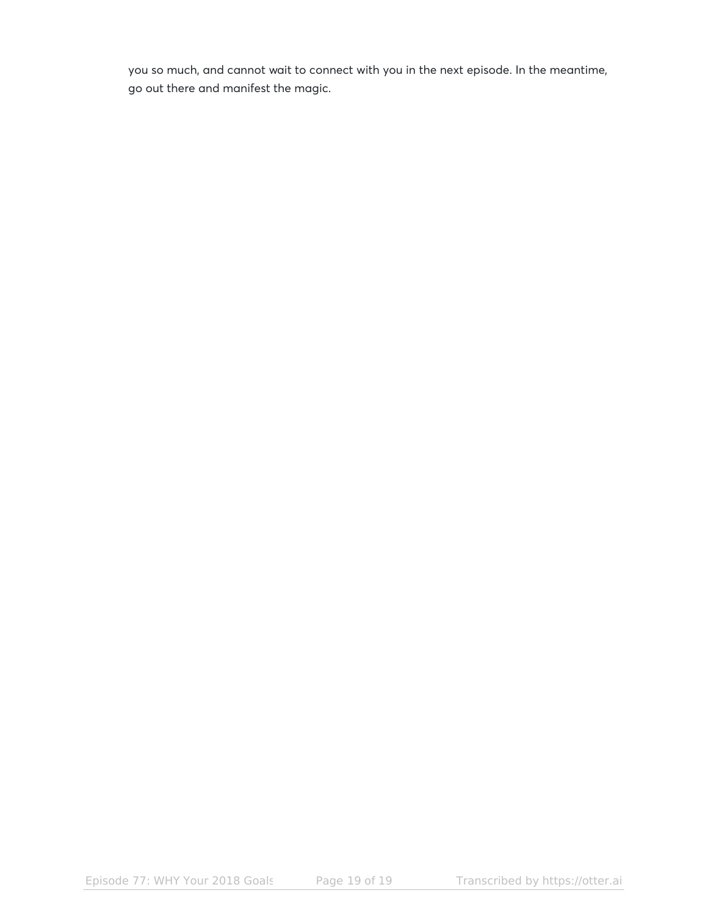you so much, and cannot wait to connect with you in the next episode. In the meantime, go out there and manifest the magic.